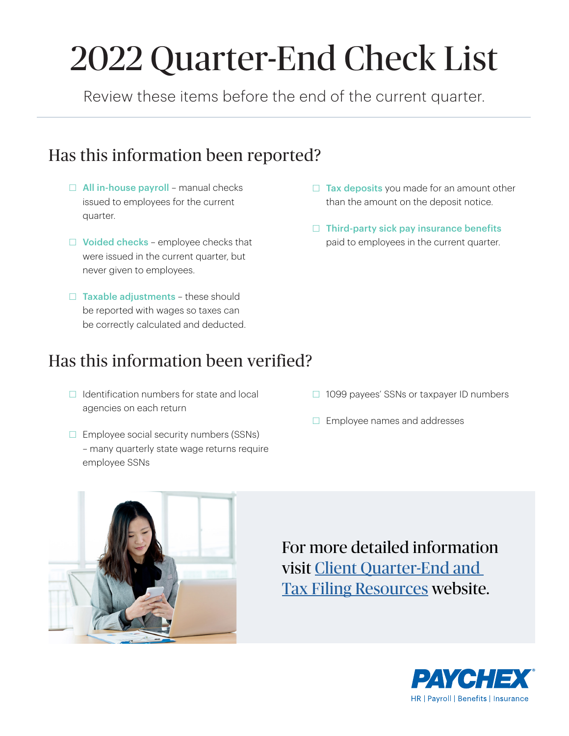# 2022 Quarter-End Check List

Review these items before the end of the current quarter.

## Has this information been reported?

- ☐ **All in-house payroll** – manual checks issued to employees for the current quarter.
- ☐ **Voided checks** – employee checks that were issued in the current quarter, but never given to employees.
- ☐ **Taxable adjustments** – these should be reported with wages so taxes can be correctly calculated and deducted.
- ☐ **Tax deposits** you made for an amount other than the amount on the deposit notice.
- ☐ **Third-party sick pay insurance benefits** paid to employees in the current quarter.

## Has this information been verified?

- ☐ Identification numbers for state and local agencies on each return
- ☐ Employee social security numbers (SSNs) – many quarterly state wage returns require employee SSNs
- ☐ 1099 payees' SSNs or taxpayer ID numbers
- ☐ Employee names and addresses

For more detailed information visit Client Quarter-End and Tax Filing Resources website.

PAYCHEX
HR | Payroll | Benefits | Insurance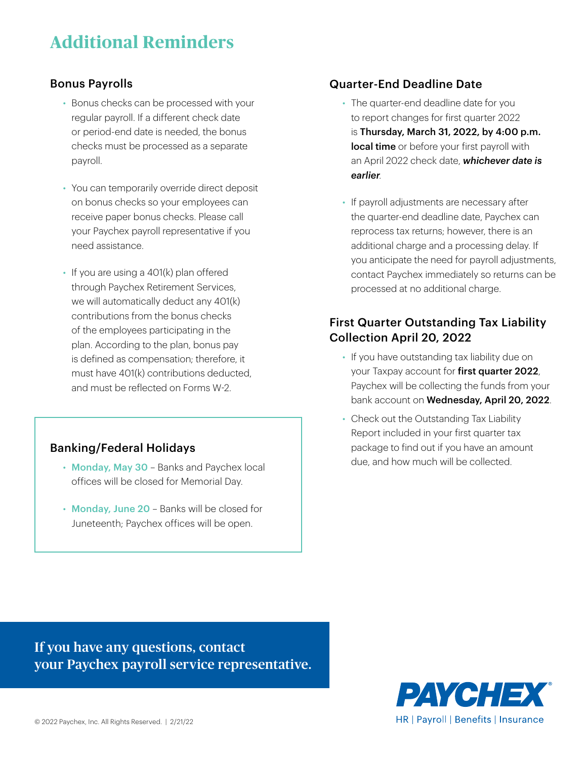# Additional Reminders

## Bonus Payrolls

- Bonus checks can be processed with your regular payroll. If a different check date or period-end date is needed, the bonus checks must be processed as a separate payroll.
- You can temporarily override direct deposit on bonus checks so your employees can receive paper bonus checks. Please call your Paychex payroll representative if you need assistance.
- If you are using a 401(k) plan offered through Paychex Retirement Services, we will automatically deduct any 401(k) contributions from the bonus checks of the employees participating in the plan. According to the plan, bonus pay is defined as compensation; therefore, it must have 401(k) contributions deducted, and must be reflected on Forms W-2.

## Banking/Federal Holidays

- **Monday, May 30** – Banks and Paychex local offices will be closed for Memorial Day.
- **Monday, June 20** – Banks will be closed for Juneteenth; Paychex offices will be open.

## Quarter-End Deadline Date

- The quarter-end deadline date for you to report changes for first quarter 2022 is **Thursday, March 31, 2022, by 4:00 p.m. local time** or before your first payroll with an April 2022 check date, ***whichever date is earlier***.
- If payroll adjustments are necessary after the quarter-end deadline date, Paychex can reprocess tax returns; however, there is an additional charge and a processing delay. If you anticipate the need for payroll adjustments, contact Paychex immediately so returns can be processed at no additional charge.

## First Quarter Outstanding Tax Liability Collection April 20, 2022

- If you have outstanding tax liability due on your Taxpay account for **first quarter 2022**, Paychex will be collecting the funds from your bank account on **Wednesday, April 20, 2022**.
- Check out the Outstanding Tax Liability Report included in your first quarter tax package to find out if you have an amount due, and how much will be collected.

**If you have any questions, contact your Paychex payroll service representative.**

PAYCHEX®
HR | Payroll | Benefits | Insurance

© 2022 Paychex, Inc. All Rights Reserved. | 2/21/22